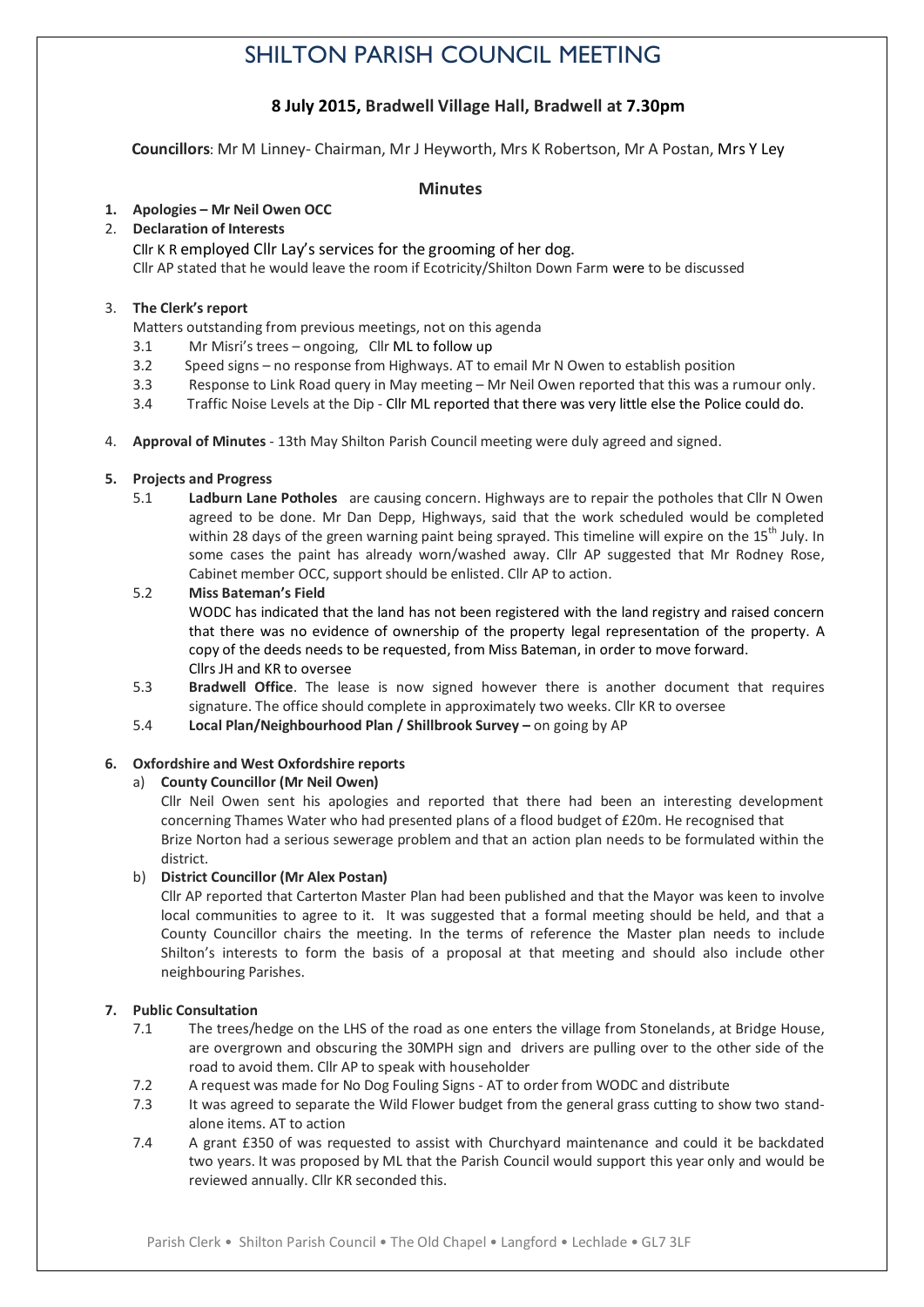# SHILTON PARISH COUNCIL MEETING

**8 July 2015, Bradwell Village Hall, Bradwell at 7.30pm**

**Councillors**: Mr M Linney- Chairman, Mr J Heyworth, Mrs K Robertson, Mr A Postan, Mrs Y Ley

## Minutes

1. **Apologies – Mr Neil Owen OCC**
2. **Declaration of Interests**

   Cllr K R employed Cllr Lay's services for the grooming of her dog.
   Cllr AP stated that he would leave the room if Ecotricity/Shilton Down Farm were to be discussed

3. **The Clerk's report**

   Matters outstanding from previous meetings, not on this agenda

   3.1 Mr Misri's trees – ongoing, Cllr ML to follow up
   3.2 Speed signs – no response from Highways. AT to email Mr N Owen to establish position
   3.3 Response to Link Road query in May meeting – Mr Neil Owen reported that this was a rumour only.
   3.4 Traffic Noise Levels at the Dip - Cllr ML reported that there was very little else the Police could do.

4. **Approval of Minutes** - 13th May Shilton Parish Council meeting were duly agreed and signed.

5. **Projects and Progress**

   5.1 **Ladburn Lane Potholes** are causing concern. Highways are to repair the potholes that Cllr N Owen agreed to be done. Mr Dan Depp, Highways, said that the work scheduled would be completed within 28 days of the green warning paint being sprayed. This timeline will expire on the 15th July. In some cases the paint has already worn/washed away. Cllr AP suggested that Mr Rodney Rose, Cabinet member OCC, support should be enlisted. Cllr AP to action.

   5.2 **Miss Bateman's Field**
   WODC has indicated that the land has not been registered with the land registry and raised concern that there was no evidence of ownership of the property legal representation of the property. A copy of the deeds needs to be requested, from Miss Bateman, in order to move forward.
   Cllrs JH and KR to oversee

   5.3 **Bradwell Office**. The lease is now signed however there is another document that requires signature. The office should complete in approximately two weeks. Cllr KR to oversee

   5.4 **Local Plan/Neighbourhood Plan / Shillbrook Survey –** on going by AP

6. **Oxfordshire and West Oxfordshire reports**

   a) **County Councillor (Mr Neil Owen)**
   Cllr Neil Owen sent his apologies and reported that there had been an interesting development concerning Thames Water who had presented plans of a flood budget of £20m. He recognised that Brize Norton had a serious sewerage problem and that an action plan needs to be formulated within the district.

   b) **District Councillor (Mr Alex Postan)**
   Cllr AP reported that Carterton Master Plan had been published and that the Mayor was keen to involve local communities to agree to it. It was suggested that a formal meeting should be held, and that a County Councillor chairs the meeting. In the terms of reference the Master plan needs to include Shilton's interests to form the basis of a proposal at that meeting and should also include other neighbouring Parishes.

7. **Public Consultation**

   7.1 The trees/hedge on the LHS of the road as one enters the village from Stonelands, at Bridge House, are overgrown and obscuring the 30MPH sign and drivers are pulling over to the other side of the road to avoid them. Cllr AP to speak with householder
   7.2 A request was made for No Dog Fouling Signs - AT to order from WODC and distribute
   7.3 It was agreed to separate the Wild Flower budget from the general grass cutting to show two stand-alone items. AT to action
   7.4 A grant £350 of was requested to assist with Churchyard maintenance and could it be backdated two years. It was proposed by ML that the Parish Council would support this year only and would be reviewed annually. Cllr KR seconded this.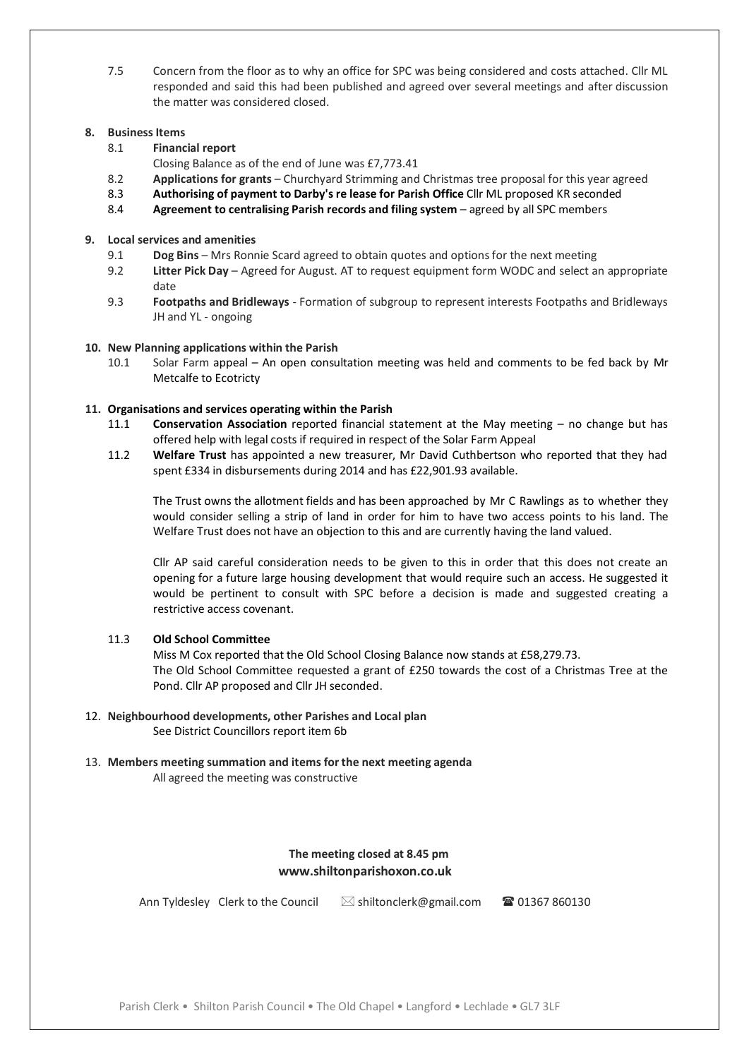7.5 Concern from the floor as to why an office for SPC was being considered and costs attached. Cllr ML responded and said this had been published and agreed over several meetings and after discussion the matter was considered closed.

**8. Business Items**

8.1 **Financial report**

Closing Balance as of the end of June was £7,773.41

8.2 **Applications for grants** – Churchyard Strimming and Christmas tree proposal for this year agreed

8.3 **Authorising of payment to Darby's re lease for Parish Office** Cllr ML proposed KR seconded

8.4 **Agreement to centralising Parish records and filing system** – agreed by all SPC members

**9. Local services and amenities**

9.1 **Dog Bins** – Mrs Ronnie Scard agreed to obtain quotes and options for the next meeting

9.2 **Litter Pick Day** – Agreed for August. AT to request equipment form WODC and select an appropriate date

9.3 **Footpaths and Bridleways** - Formation of subgroup to represent interests Footpaths and Bridleways JH and YL - ongoing

**10. New Planning applications within the Parish**

10.1 Solar Farm appeal – An open consultation meeting was held and comments to be fed back by Mr Metcalfe to Ecotricty

**11. Organisations and services operating within the Parish**

11.1 **Conservation Association** reported financial statement at the May meeting – no change but has offered help with legal costs if required in respect of the Solar Farm Appeal

11.2 **Welfare Trust** has appointed a new treasurer, Mr David Cuthbertson who reported that they had spent £334 in disbursements during 2014 and has £22,901.93 available.

The Trust owns the allotment fields and has been approached by Mr C Rawlings as to whether they would consider selling a strip of land in order for him to have two access points to his land. The Welfare Trust does not have an objection to this and are currently having the land valued.

Cllr AP said careful consideration needs to be given to this in order that this does not create an opening for a future large housing development that would require such an access. He suggested it would be pertinent to consult with SPC before a decision is made and suggested creating a restrictive access covenant.

11.3 **Old School Committee**

Miss M Cox reported that the Old School Closing Balance now stands at £58,279.73.
The Old School Committee requested a grant of £250 towards the cost of a Christmas Tree at the Pond. Cllr AP proposed and Cllr JH seconded.

12. **Neighbourhood developments, other Parishes and Local plan**

See District Councillors report item 6b

13. **Members meeting summation and items for the next meeting agenda**

All agreed the meeting was constructive

**The meeting closed at 8.45 pm**
**www.shiltonparishoxon.co.uk**

Ann Tyldesley Clerk to the Council ✉ shiltonclerk@gmail.com ☎ 01367 860130

Parish Clerk • Shilton Parish Council • The Old Chapel • Langford • Lechlade • GL7 3LF